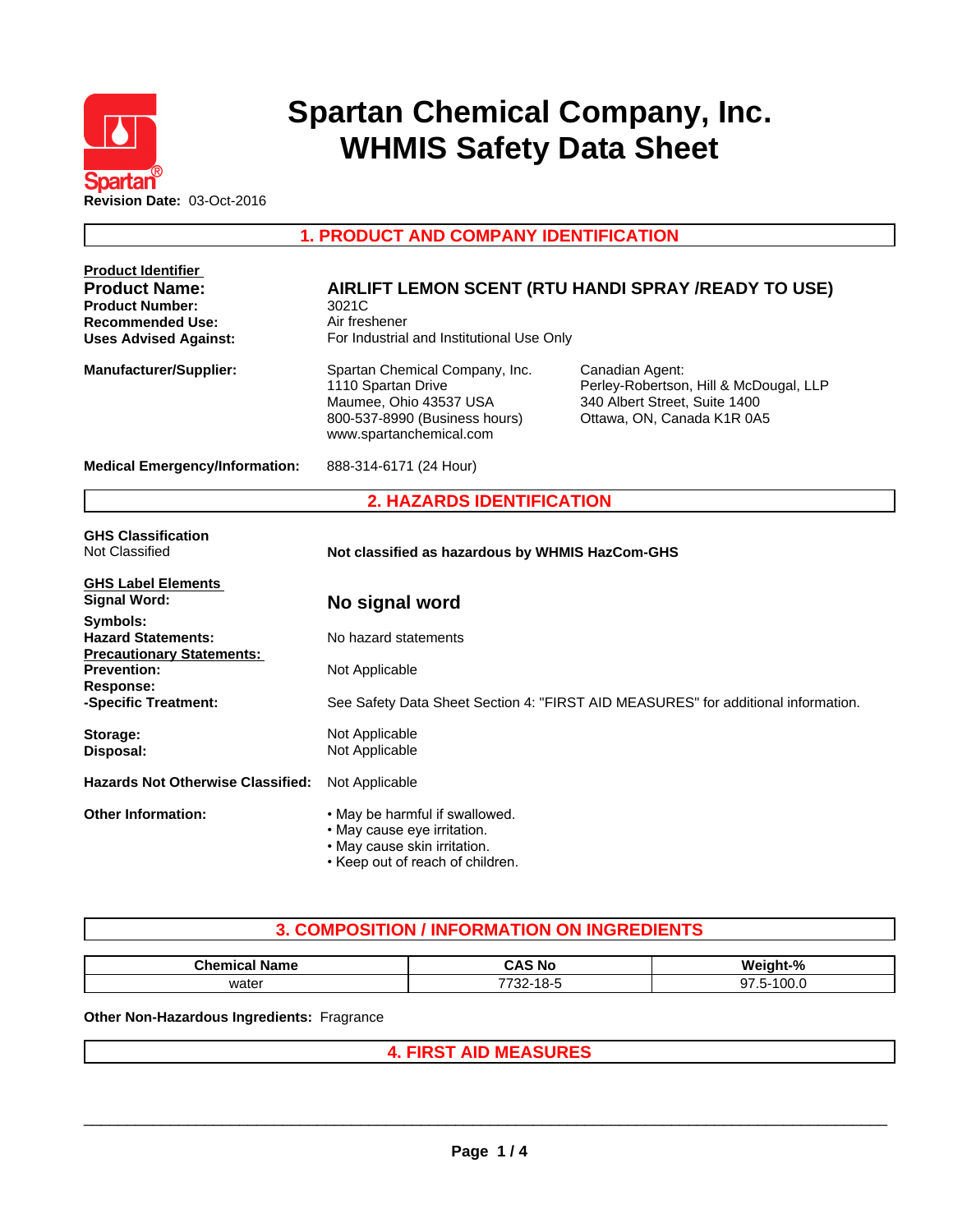# Spartan Chemical Company, Inc.
# WHMIS Safety Data Sheet

**Revision Date:** 03-Oct-2016

## 1. PRODUCT AND COMPANY IDENTIFICATION

**Product Identifier**

**Product Name:** AIRLIFT LEMON SCENT (RTU HANDI SPRAY /READY TO USE)

**Product Number:** 3021C

**Recommended Use:** Air freshener

**Uses Advised Against:** For Industrial and Institutional Use Only

**Manufacturer/Supplier:**

Spartan Chemical Company, Inc.
1110 Spartan Drive
Maumee, Ohio 43537 USA
800-537-8990 (Business hours)
www.spartanchemical.com

Canadian Agent:
Perley-Robertson, Hill & McDougal, LLP
340 Albert Street, Suite 1400
Ottawa, ON, Canada K1R 0A5

**Medical Emergency/Information:** 888-314-6171 (24 Hour)

## 2. HAZARDS IDENTIFICATION

**GHS Classification**
Not Classified

**Not classified as hazardous by WHMIS HazCom-GHS**

**GHS Label Elements**

**Signal Word:** **No signal word**

**Symbols:**

**Hazard Statements:** No hazard statements

**Precautionary Statements:**

**Prevention:** Not Applicable

**Response:**

**-Specific Treatment:** See Safety Data Sheet Section 4: "FIRST AID MEASURES" for additional information.

**Storage:** Not Applicable

**Disposal:** Not Applicable

**Hazards Not Otherwise Classified:** Not Applicable

**Other Information:**

- May be harmful if swallowed.
- May cause eye irritation.
- May cause skin irritation.
- Keep out of reach of children.

## 3. COMPOSITION / INFORMATION ON INGREDIENTS

| Chemical Name | CAS No | Weight-% |
| --- | --- | --- |
| water | 7732-18-5 | 97.5-100.0 |

**Other Non-Hazardous Ingredients:** Fragrance

## 4. FIRST AID MEASURES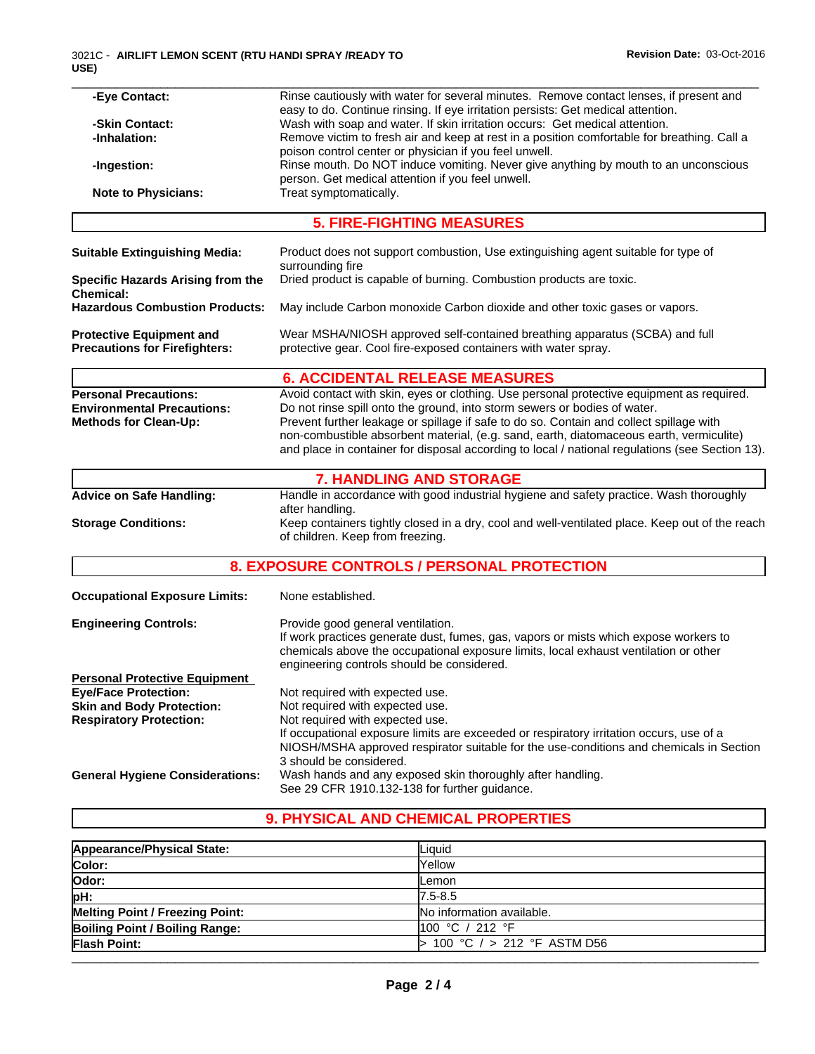**-Eye Contact:** Rinse cautiously with water for several minutes. Remove contact lenses, if present and easy to do. Continue rinsing. If eye irritation persists: Get medical attention.

**-Skin Contact:** Wash with soap and water. If skin irritation occurs: Get medical attention.

**-Inhalation:** Remove victim to fresh air and keep at rest in a position comfortable for breathing. Call a poison control center or physician if you feel unwell.

**-Ingestion:** Rinse mouth. Do NOT induce vomiting. Never give anything by mouth to an unconscious person. Get medical attention if you feel unwell.

**Note to Physicians:** Treat symptomatically.

## 5. FIRE-FIGHTING MEASURES

**Suitable Extinguishing Media:** Product does not support combustion, Use extinguishing agent suitable for type of surrounding fire

**Specific Hazards Arising from the Chemical:** Dried product is capable of burning. Combustion products are toxic.

**Hazardous Combustion Products:** May include Carbon monoxide Carbon dioxide and other toxic gases or vapors.

**Protective Equipment and Precautions for Firefighters:** Wear MSHA/NIOSH approved self-contained breathing apparatus (SCBA) and full protective gear. Cool fire-exposed containers with water spray.

## 6. ACCIDENTAL RELEASE MEASURES

**Personal Precautions:** Avoid contact with skin, eyes or clothing. Use personal protective equipment as required.

**Environmental Precautions:** Do not rinse spill onto the ground, into storm sewers or bodies of water.

**Methods for Clean-Up:** Prevent further leakage or spillage if safe to do so. Contain and collect spillage with non-combustible absorbent material, (e.g. sand, earth, diatomaceous earth, vermiculite) and place in container for disposal according to local / national regulations (see Section 13).

## 7. HANDLING AND STORAGE

**Advice on Safe Handling:** Handle in accordance with good industrial hygiene and safety practice. Wash thoroughly after handling.

**Storage Conditions:** Keep containers tightly closed in a dry, cool and well-ventilated place. Keep out of the reach of children. Keep from freezing.

## 8. EXPOSURE CONTROLS / PERSONAL PROTECTION

**Occupational Exposure Limits:** None established.

**Engineering Controls:** Provide good general ventilation.
If work practices generate dust, fumes, gas, vapors or mists which expose workers to chemicals above the occupational exposure limits, local exhaust ventilation or other engineering controls should be considered.

**Personal Protective Equipment**

**Eye/Face Protection:** Not required with expected use.

**Skin and Body Protection:** Not required with expected use.

**Respiratory Protection:** Not required with expected use.
If occupational exposure limits are exceeded or respiratory irritation occurs, use of a NIOSH/MSHA approved respirator suitable for the use-conditions and chemicals in Section 3 should be considered.

**General Hygiene Considerations:** Wash hands and any exposed skin thoroughly after handling.
See 29 CFR 1910.132-138 for further guidance.

## 9. PHYSICAL AND CHEMICAL PROPERTIES

| Property | Value |
|---|---|
| **Appearance/Physical State:** | Liquid |
| **Color:** | Yellow |
| **Odor:** | Lemon |
| **pH:** | 7.5-8.5 |
| **Melting Point / Freezing Point:** | No information available. |
| **Boiling Point / Boiling Range:** | 100 °C / 212 °F |
| **Flash Point:** | > 100 °C / > 212 °F ASTM D56 |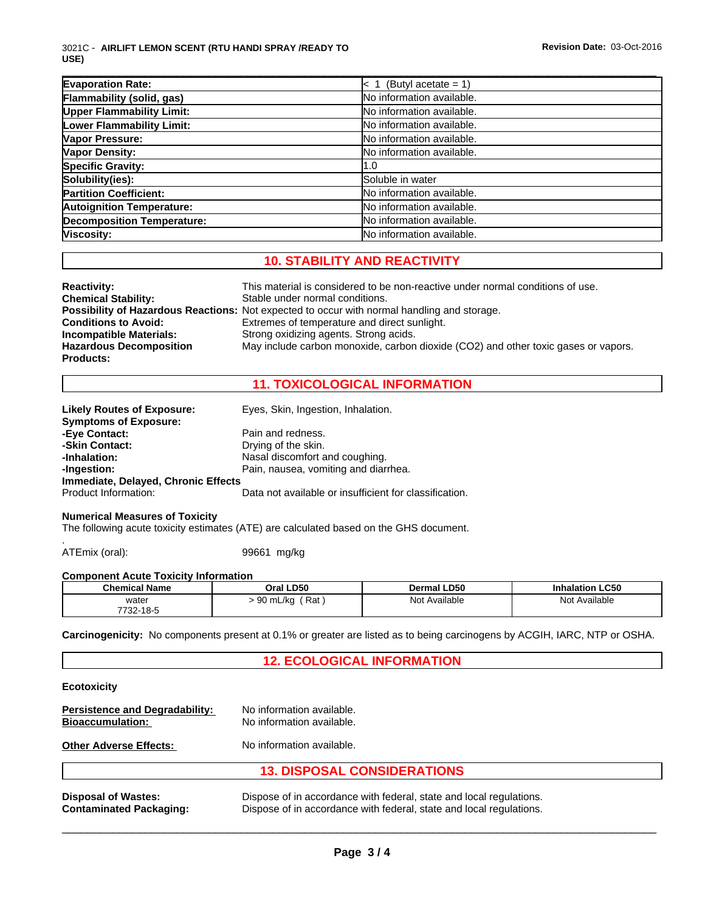| | |
|---|---|
| **Evaporation Rate:** | < 1 (Butyl acetate = 1) |
| **Flammability (solid, gas)** | No information available. |
| **Upper Flammability Limit:** | No information available. |
| **Lower Flammability Limit:** | No information available. |
| **Vapor Pressure:** | No information available. |
| **Vapor Density:** | No information available. |
| **Specific Gravity:** | 1.0 |
| **Solubility(ies):** | Soluble in water |
| **Partition Coefficient:** | No information available. |
| **Autoignition Temperature:** | No information available. |
| **Decomposition Temperature:** | No information available. |
| **Viscosity:** | No information available. |

## 10. STABILITY AND REACTIVITY

**Reactivity:** This material is considered to be non-reactive under normal conditions of use.
**Chemical Stability:** Stable under normal conditions.
**Possibility of Hazardous Reactions:** Not expected to occur with normal handling and storage.
**Conditions to Avoid:** Extremes of temperature and direct sunlight.
**Incompatible Materials:** Strong oxidizing agents. Strong acids.
**Hazardous Decomposition Products:** May include carbon monoxide, carbon dioxide ($CO_2$) and other toxic gases or vapors.

## 11. TOXICOLOGICAL INFORMATION

**Likely Routes of Exposure:** Eyes, Skin, Ingestion, Inhalation.
**Symptoms of Exposure:**
**-Eye Contact:** Pain and redness.
**-Skin Contact:** Drying of the skin.
**-Inhalation:** Nasal discomfort and coughing.
**-Ingestion:** Pain, nausea, vomiting and diarrhea.
**Immediate, Delayed, Chronic Effects**
Product Information: Data not available or insufficient for classification.

**Numerical Measures of Toxicity**
The following acute toxicity estimates (ATE) are calculated based on the GHS document.
.
ATEmix (oral): 99661 mg/kg

**Component Acute Toxicity Information**

| Chemical Name | Oral LD50 | Dermal LD50 | Inhalation LC50 |
|---|---|---|---|
| water 7732-18-5 | > 90 mL/kg ( Rat ) | Not Available | Not Available |

**Carcinogenicity:** No components present at 0.1% or greater are listed as to being carcinogens by ACGIH, IARC, NTP or OSHA.

## 12. ECOLOGICAL INFORMATION

**Ecotoxicity**

**Persistence and Degradability:** No information available.
**Bioaccumulation:** No information available.

**Other Adverse Effects:** No information available.

## 13. DISPOSAL CONSIDERATIONS

**Disposal of Wastes:** Dispose of in accordance with federal, state and local regulations.
**Contaminated Packaging:** Dispose of in accordance with federal, state and local regulations.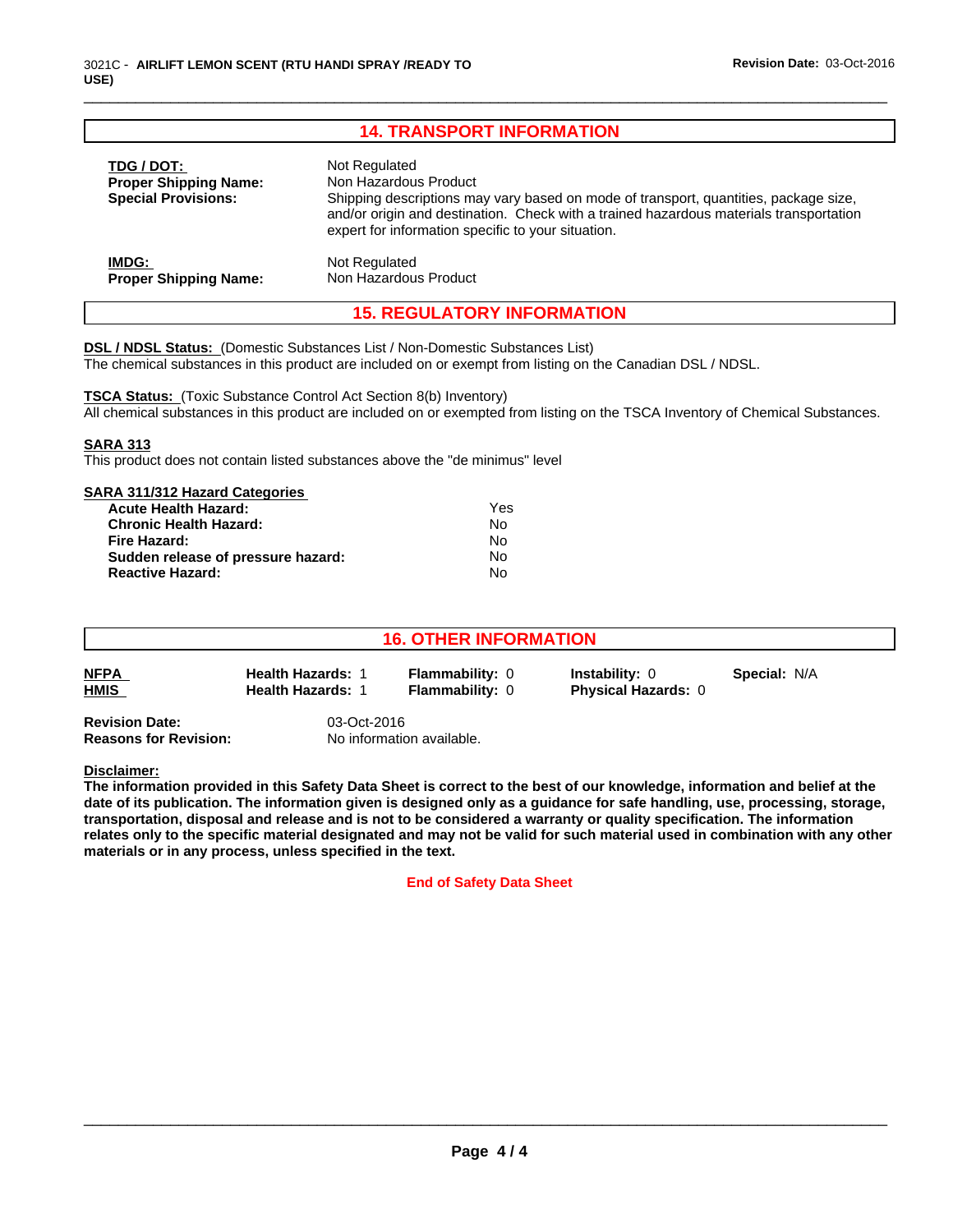## 14. TRANSPORT INFORMATION

| | |
|---|---|
| **TDG / DOT:** | Not Regulated |
| **Proper Shipping Name:** | Non Hazardous Product |
| **Special Provisions:** | Shipping descriptions may vary based on mode of transport, quantities, package size, and/or origin and destination. Check with a trained hazardous materials transportation expert for information specific to your situation. |
| **IMDG:** | Not Regulated |
| **Proper Shipping Name:** | Non Hazardous Product |

## 15. REGULATORY INFORMATION

**DSL / NDSL Status:** (Domestic Substances List / Non-Domestic Substances List)
The chemical substances in this product are included on or exempt from listing on the Canadian DSL / NDSL.

**TSCA Status:** (Toxic Substance Control Act Section 8(b) Inventory)
All chemical substances in this product are included on or exempted from listing on the TSCA Inventory of Chemical Substances.

**SARA 313**
This product does not contain listed substances above the "de minimus" level

**SARA 311/312 Hazard Categories**

| | |
|---|---|
| **Acute Health Hazard:** | Yes |
| **Chronic Health Hazard:** | No |
| **Fire Hazard:** | No |
| **Sudden release of pressure hazard:** | No |
| **Reactive Hazard:** | No |

## 16. OTHER INFORMATION

| | | | | |
|---|---|---|---|---|
| **NFPA** | **Health Hazards:** 1 | **Flammability:** 0 | **Instability:** 0 | **Special:** N/A |
| **HMIS** | **Health Hazards:** 1 | **Flammability:** 0 | **Physical Hazards:** 0 | |

| | |
|---|---|
| **Revision Date:** | 03-Oct-2016 |
| **Reasons for Revision:** | No information available. |

**Disclaimer:**
**The information provided in this Safety Data Sheet is correct to the best of our knowledge, information and belief at the date of its publication. The information given is designed only as a guidance for safe handling, use, processing, storage, transportation, disposal and release and is not to be considered a warranty or quality specification. The information relates only to the specific material designated and may not be valid for such material used in combination with any other materials or in any process, unless specified in the text.**

**End of Safety Data Sheet**